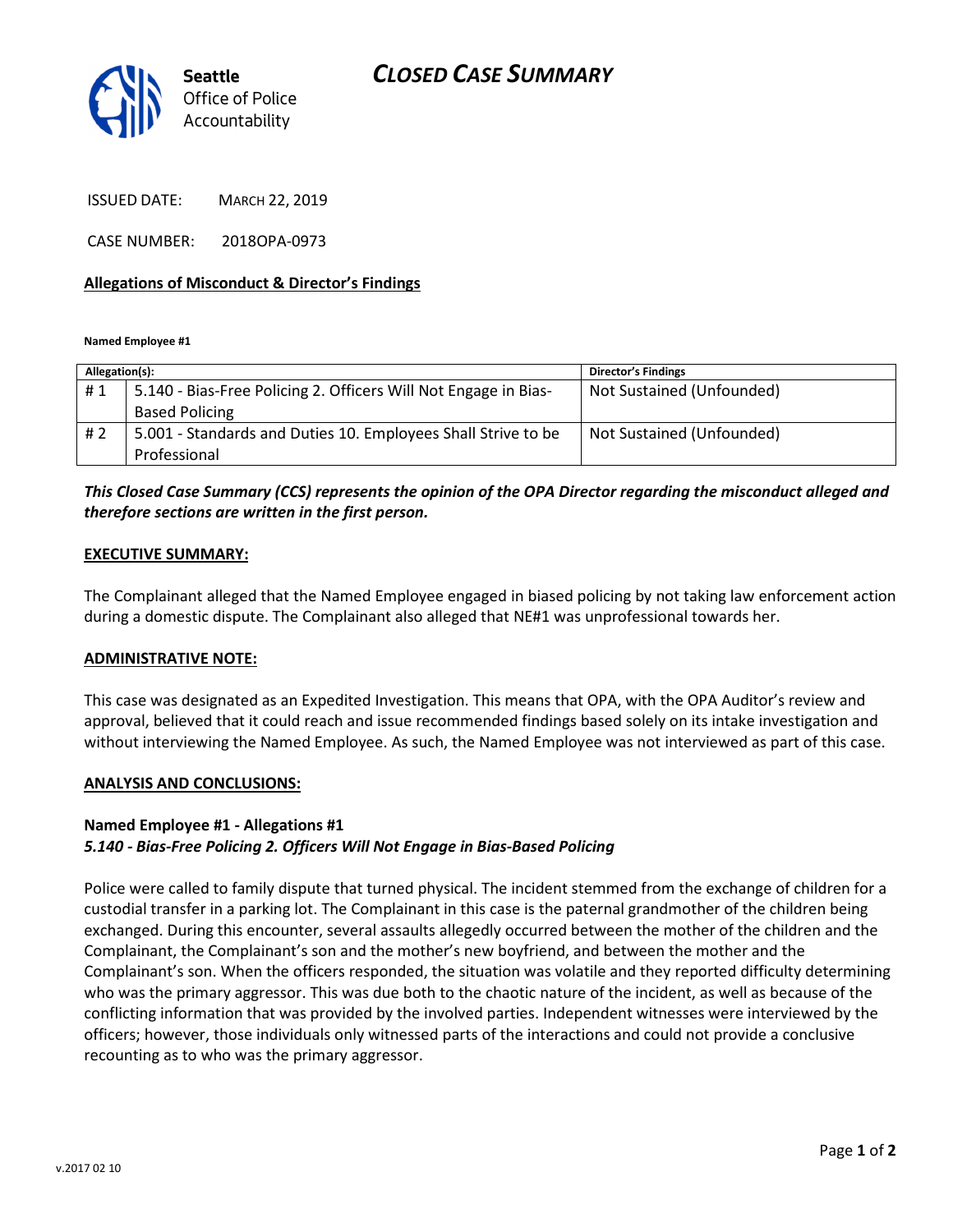Seattle Office of Police Accountability

# CLOSED CASE SUMMARY

ISSUED DATE: MARCH 22, 2019

CASE NUMBER: 2018OPA-0973

**Allegations of Misconduct & Director's Findings**

**Named Employee #1**

| Allegation(s): | | Director's Findings |
|---|---|---|
| # 1 | 5.140 - Bias-Free Policing 2. Officers Will Not Engage in Bias-Based Policing | Not Sustained (Unfounded) |
| # 2 | 5.001 - Standards and Duties 10. Employees Shall Strive to be Professional | Not Sustained (Unfounded) |

***This Closed Case Summary (CCS) represents the opinion of the OPA Director regarding the misconduct alleged and therefore sections are written in the first person.***

**EXECUTIVE SUMMARY:**

The Complainant alleged that the Named Employee engaged in biased policing by not taking law enforcement action during a domestic dispute. The Complainant also alleged that NE#1 was unprofessional towards her.

**ADMINISTRATIVE NOTE:**

This case was designated as an Expedited Investigation. This means that OPA, with the OPA Auditor's review and approval, believed that it could reach and issue recommended findings based solely on its intake investigation and without interviewing the Named Employee. As such, the Named Employee was not interviewed as part of this case.

**ANALYSIS AND CONCLUSIONS:**

**Named Employee #1 - Allegations #1**
***5.140 - Bias-Free Policing 2. Officers Will Not Engage in Bias-Based Policing***

Police were called to family dispute that turned physical. The incident stemmed from the exchange of children for a custodial transfer in a parking lot. The Complainant in this case is the paternal grandmother of the children being exchanged. During this encounter, several assaults allegedly occurred between the mother of the children and the Complainant, the Complainant's son and the mother's new boyfriend, and between the mother and the Complainant's son. When the officers responded, the situation was volatile and they reported difficulty determining who was the primary aggressor. This was due both to the chaotic nature of the incident, as well as because of the conflicting information that was provided by the involved parties. Independent witnesses were interviewed by the officers; however, those individuals only witnessed parts of the interactions and could not provide a conclusive recounting as to who was the primary aggressor.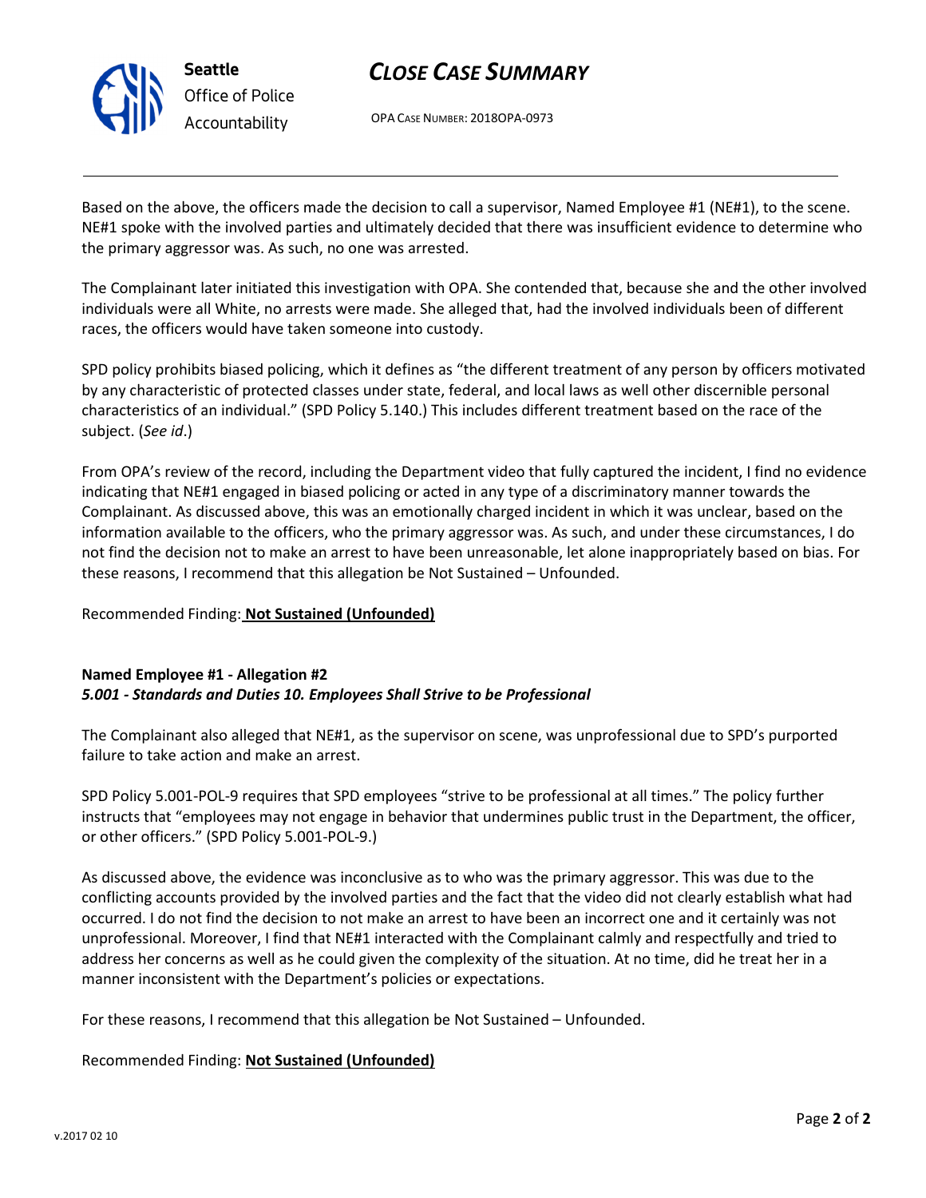Based on the above, the officers made the decision to call a supervisor, Named Employee #1 (NE#1), to the scene. NE#1 spoke with the involved parties and ultimately decided that there was insufficient evidence to determine who the primary aggressor was. As such, no one was arrested.

The Complainant later initiated this investigation with OPA. She contended that, because she and the other involved individuals were all White, no arrests were made. She alleged that, had the involved individuals been of different races, the officers would have taken someone into custody.

SPD policy prohibits biased policing, which it defines as "the different treatment of any person by officers motivated by any characteristic of protected classes under state, federal, and local laws as well other discernible personal characteristics of an individual." (SPD Policy 5.140.) This includes different treatment based on the race of the subject. (*See id*.)

From OPA's review of the record, including the Department video that fully captured the incident, I find no evidence indicating that NE#1 engaged in biased policing or acted in any type of a discriminatory manner towards the Complainant. As discussed above, this was an emotionally charged incident in which it was unclear, based on the information available to the officers, who the primary aggressor was. As such, and under these circumstances, I do not find the decision not to make an arrest to have been unreasonable, let alone inappropriately based on bias. For these reasons, I recommend that this allegation be Not Sustained – Unfounded.

Recommended Finding: **Not Sustained (Unfounded)**

**Named Employee #1 - Allegation #2**
***5.001 - Standards and Duties 10. Employees Shall Strive to be Professional***

The Complainant also alleged that NE#1, as the supervisor on scene, was unprofessional due to SPD's purported failure to take action and make an arrest.

SPD Policy 5.001-POL-9 requires that SPD employees "strive to be professional at all times." The policy further instructs that "employees may not engage in behavior that undermines public trust in the Department, the officer, or other officers." (SPD Policy 5.001-POL-9.)

As discussed above, the evidence was inconclusive as to who was the primary aggressor. This was due to the conflicting accounts provided by the involved parties and the fact that the video did not clearly establish what had occurred. I do not find the decision to not make an arrest to have been an incorrect one and it certainly was not unprofessional. Moreover, I find that NE#1 interacted with the Complainant calmly and respectfully and tried to address her concerns as well as he could given the complexity of the situation. At no time, did he treat her in a manner inconsistent with the Department's policies or expectations.

For these reasons, I recommend that this allegation be Not Sustained – Unfounded.

Recommended Finding: **Not Sustained (Unfounded)**